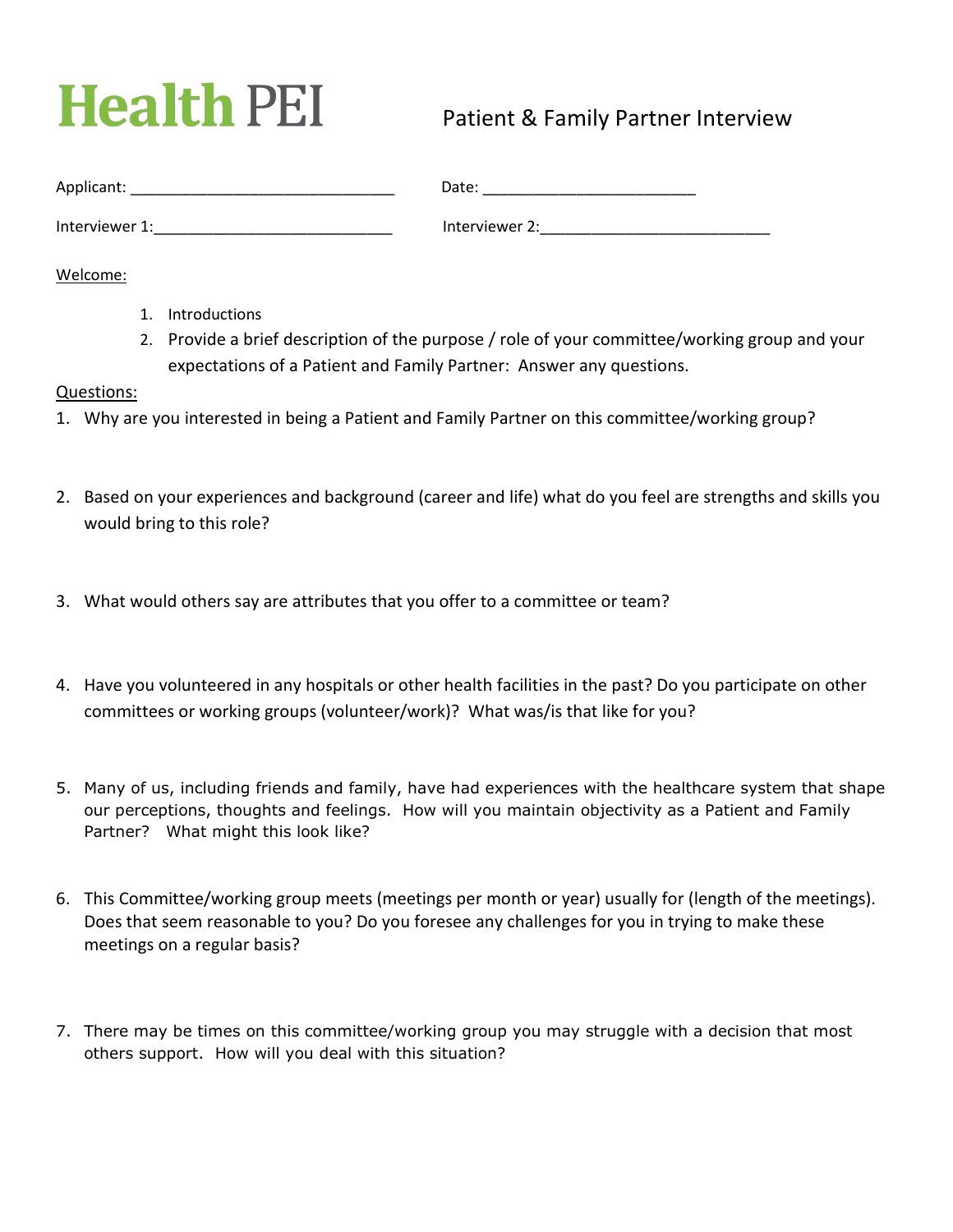# Health PEI

## Patient & Family Partner Interview

Applicant: ______________________________ Date: ________________________

Interviewer 1:___________________________ Interviewer 2:__________________________

Welcome:

1. Introductions
2. Provide a brief description of the purpose / role of your committee/working group and your expectations of a Patient and Family Partner: Answer any questions.

Questions:

1. Why are you interested in being a Patient and Family Partner on this committee/working group?

2. Based on your experiences and background (career and life) what do you feel are strengths and skills you would bring to this role?

3. What would others say are attributes that you offer to a committee or team?

4. Have you volunteered in any hospitals or other health facilities in the past? Do you participate on other committees or working groups (volunteer/work)? What was/is that like for you?

5. Many of us, including friends and family, have had experiences with the healthcare system that shape our perceptions, thoughts and feelings. How will you maintain objectivity as a Patient and Family Partner? What might this look like?

6. This Committee/working group meets (meetings per month or year) usually for (length of the meetings). Does that seem reasonable to you? Do you foresee any challenges for you in trying to make these meetings on a regular basis?

7. There may be times on this committee/working group you may struggle with a decision that most others support. How will you deal with this situation?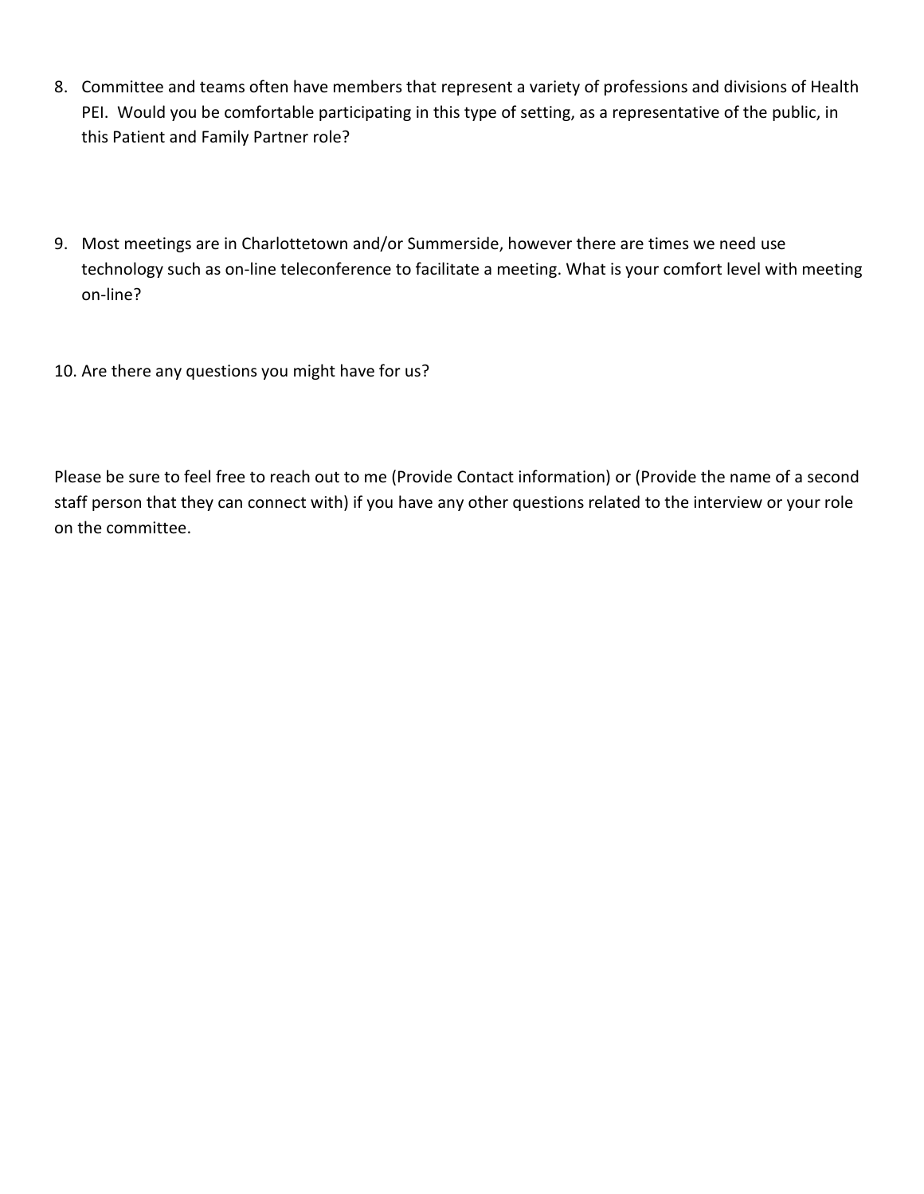8. Committee and teams often have members that represent a variety of professions and divisions of Health PEI. Would you be comfortable participating in this type of setting, as a representative of the public, in this Patient and Family Partner role?

9. Most meetings are in Charlottetown and/or Summerside, however there are times we need use technology such as on-line teleconference to facilitate a meeting. What is your comfort level with meeting on-line?

10. Are there any questions you might have for us?

Please be sure to feel free to reach out to me (Provide Contact information) or (Provide the name of a second staff person that they can connect with) if you have any other questions related to the interview or your role on the committee.